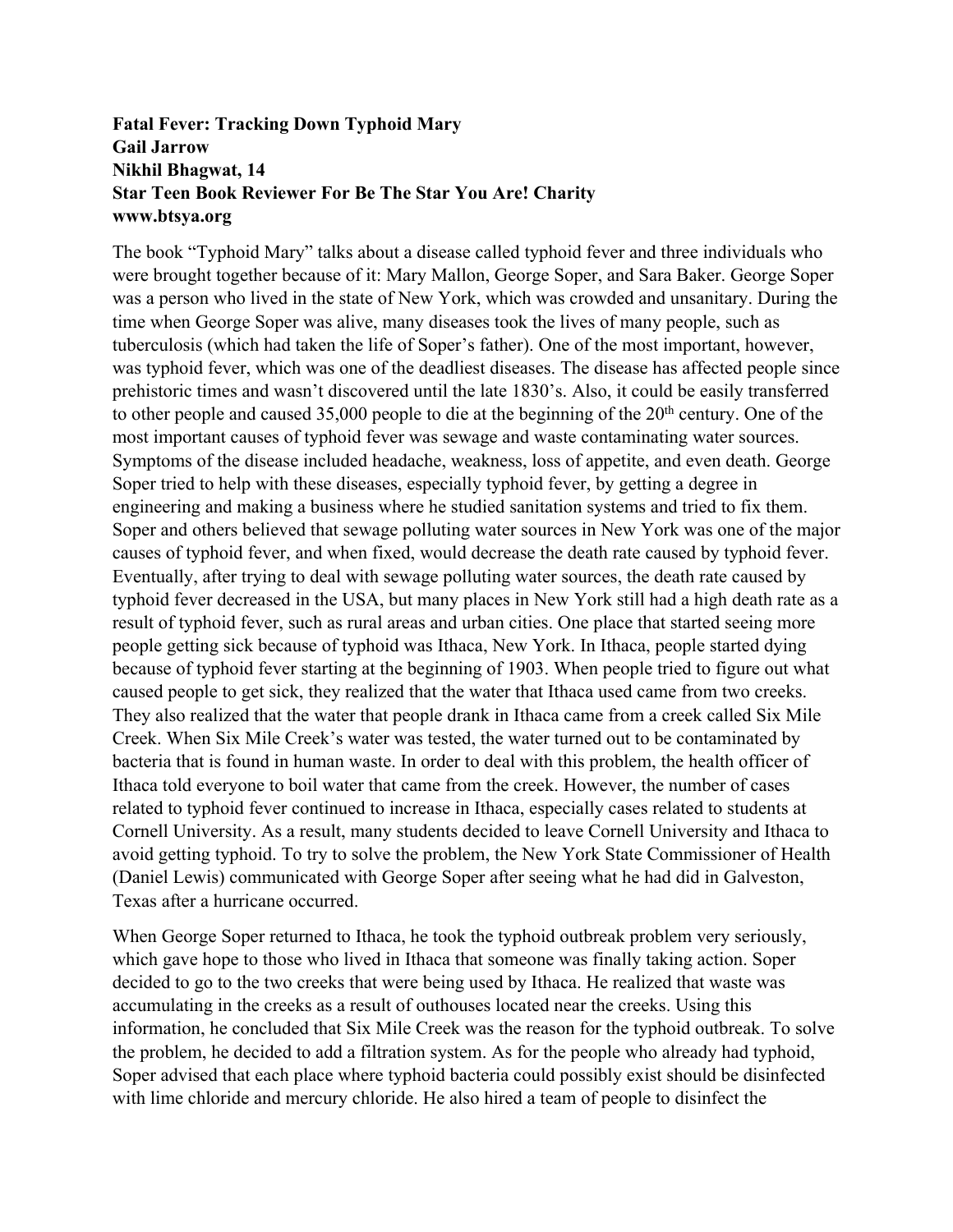**Fatal Fever: Tracking Down Typhoid Mary**
**Gail Jarrow**
**Nikhil Bhagwat, 14**
**Star Teen Book Reviewer For Be The Star You Are! Charity**
**www.btsya.org**

The book "Typhoid Mary" talks about a disease called typhoid fever and three individuals who were brought together because of it: Mary Mallon, George Soper, and Sara Baker. George Soper was a person who lived in the state of New York, which was crowded and unsanitary. During the time when George Soper was alive, many diseases took the lives of many people, such as tuberculosis (which had taken the life of Soper's father). One of the most important, however, was typhoid fever, which was one of the deadliest diseases. The disease has affected people since prehistoric times and wasn't discovered until the late 1830's. Also, it could be easily transferred to other people and caused 35,000 people to die at the beginning of the 20th century. One of the most important causes of typhoid fever was sewage and waste contaminating water sources. Symptoms of the disease included headache, weakness, loss of appetite, and even death. George Soper tried to help with these diseases, especially typhoid fever, by getting a degree in engineering and making a business where he studied sanitation systems and tried to fix them. Soper and others believed that sewage polluting water sources in New York was one of the major causes of typhoid fever, and when fixed, would decrease the death rate caused by typhoid fever. Eventually, after trying to deal with sewage polluting water sources, the death rate caused by typhoid fever decreased in the USA, but many places in New York still had a high death rate as a result of typhoid fever, such as rural areas and urban cities. One place that started seeing more people getting sick because of typhoid was Ithaca, New York. In Ithaca, people started dying because of typhoid fever starting at the beginning of 1903. When people tried to figure out what caused people to get sick, they realized that the water that Ithaca used came from two creeks. They also realized that the water that people drank in Ithaca came from a creek called Six Mile Creek. When Six Mile Creek's water was tested, the water turned out to be contaminated by bacteria that is found in human waste. In order to deal with this problem, the health officer of Ithaca told everyone to boil water that came from the creek. However, the number of cases related to typhoid fever continued to increase in Ithaca, especially cases related to students at Cornell University. As a result, many students decided to leave Cornell University and Ithaca to avoid getting typhoid. To try to solve the problem, the New York State Commissioner of Health (Daniel Lewis) communicated with George Soper after seeing what he had did in Galveston, Texas after a hurricane occurred.

When George Soper returned to Ithaca, he took the typhoid outbreak problem very seriously, which gave hope to those who lived in Ithaca that someone was finally taking action. Soper decided to go to the two creeks that were being used by Ithaca. He realized that waste was accumulating in the creeks as a result of outhouses located near the creeks. Using this information, he concluded that Six Mile Creek was the reason for the typhoid outbreak. To solve the problem, he decided to add a filtration system. As for the people who already had typhoid, Soper advised that each place where typhoid bacteria could possibly exist should be disinfected with lime chloride and mercury chloride. He also hired a team of people to disinfect the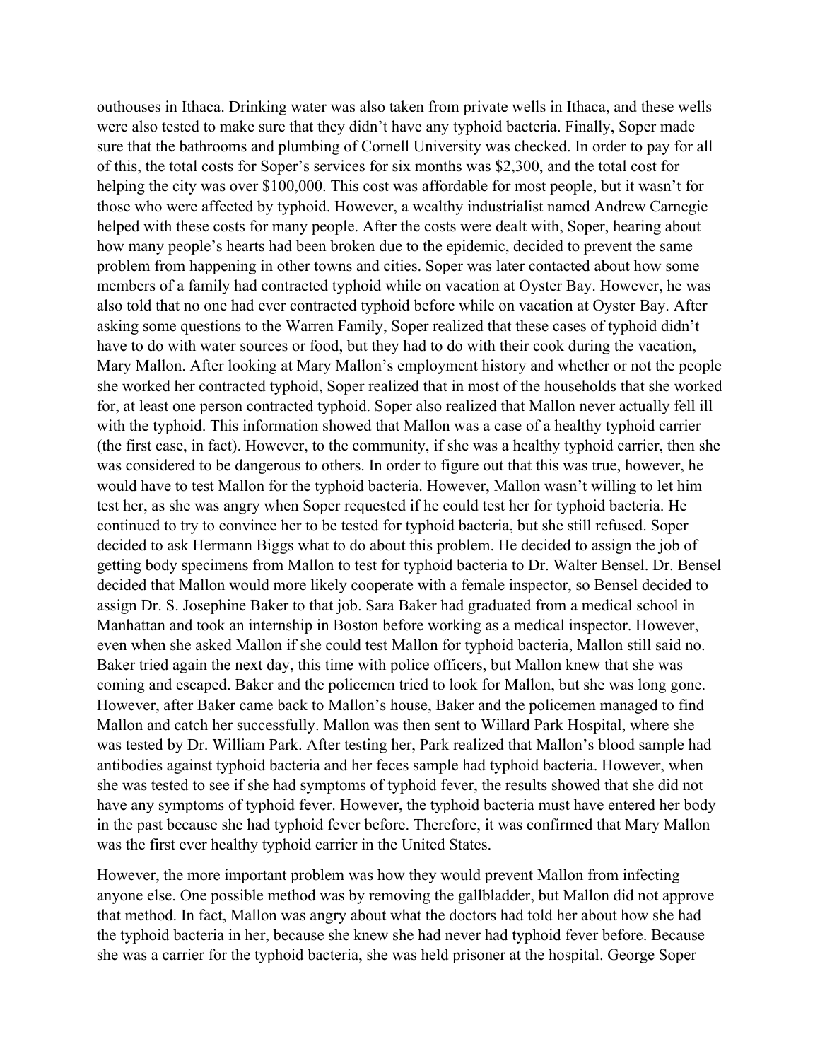outhouses in Ithaca. Drinking water was also taken from private wells in Ithaca, and these wells were also tested to make sure that they didn't have any typhoid bacteria. Finally, Soper made sure that the bathrooms and plumbing of Cornell University was checked. In order to pay for all of this, the total costs for Soper's services for six months was $2,300, and the total cost for helping the city was over $100,000. This cost was affordable for most people, but it wasn't for those who were affected by typhoid. However, a wealthy industrialist named Andrew Carnegie helped with these costs for many people. After the costs were dealt with, Soper, hearing about how many people's hearts had been broken due to the epidemic, decided to prevent the same problem from happening in other towns and cities. Soper was later contacted about how some members of a family had contracted typhoid while on vacation at Oyster Bay. However, he was also told that no one had ever contracted typhoid before while on vacation at Oyster Bay. After asking some questions to the Warren Family, Soper realized that these cases of typhoid didn't have to do with water sources or food, but they had to do with their cook during the vacation, Mary Mallon. After looking at Mary Mallon's employment history and whether or not the people she worked her contracted typhoid, Soper realized that in most of the households that she worked for, at least one person contracted typhoid. Soper also realized that Mallon never actually fell ill with the typhoid. This information showed that Mallon was a case of a healthy typhoid carrier (the first case, in fact). However, to the community, if she was a healthy typhoid carrier, then she was considered to be dangerous to others. In order to figure out that this was true, however, he would have to test Mallon for the typhoid bacteria. However, Mallon wasn't willing to let him test her, as she was angry when Soper requested if he could test her for typhoid bacteria. He continued to try to convince her to be tested for typhoid bacteria, but she still refused. Soper decided to ask Hermann Biggs what to do about this problem. He decided to assign the job of getting body specimens from Mallon to test for typhoid bacteria to Dr. Walter Bensel. Dr. Bensel decided that Mallon would more likely cooperate with a female inspector, so Bensel decided to assign Dr. S. Josephine Baker to that job. Sara Baker had graduated from a medical school in Manhattan and took an internship in Boston before working as a medical inspector. However, even when she asked Mallon if she could test Mallon for typhoid bacteria, Mallon still said no. Baker tried again the next day, this time with police officers, but Mallon knew that she was coming and escaped. Baker and the policemen tried to look for Mallon, but she was long gone. However, after Baker came back to Mallon's house, Baker and the policemen managed to find Mallon and catch her successfully. Mallon was then sent to Willard Park Hospital, where she was tested by Dr. William Park. After testing her, Park realized that Mallon's blood sample had antibodies against typhoid bacteria and her feces sample had typhoid bacteria. However, when she was tested to see if she had symptoms of typhoid fever, the results showed that she did not have any symptoms of typhoid fever. However, the typhoid bacteria must have entered her body in the past because she had typhoid fever before. Therefore, it was confirmed that Mary Mallon was the first ever healthy typhoid carrier in the United States.

However, the more important problem was how they would prevent Mallon from infecting anyone else. One possible method was by removing the gallbladder, but Mallon did not approve that method. In fact, Mallon was angry about what the doctors had told her about how she had the typhoid bacteria in her, because she knew she had never had typhoid fever before. Because she was a carrier for the typhoid bacteria, she was held prisoner at the hospital. George Soper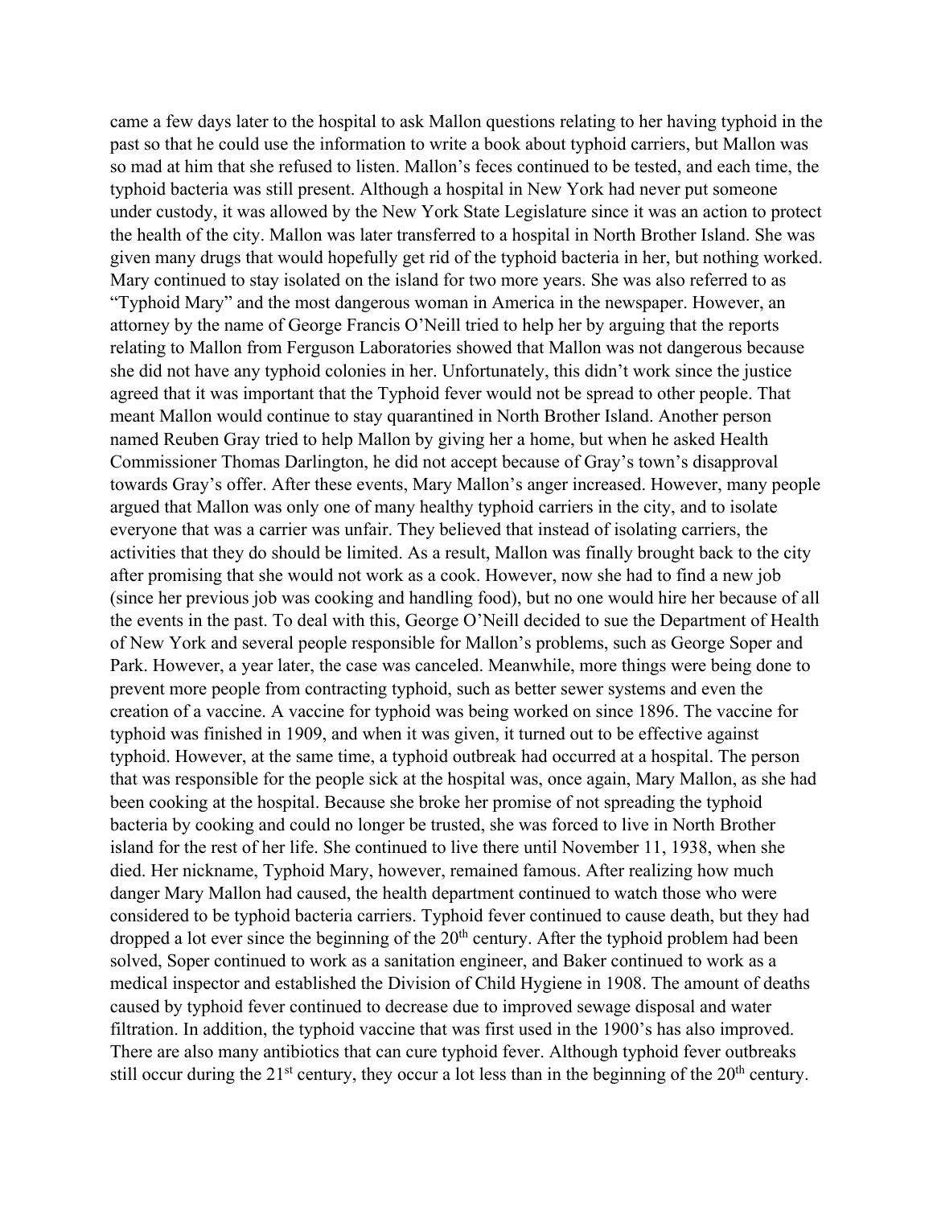came a few days later to the hospital to ask Mallon questions relating to her having typhoid in the past so that he could use the information to write a book about typhoid carriers, but Mallon was so mad at him that she refused to listen. Mallon's feces continued to be tested, and each time, the typhoid bacteria was still present. Although a hospital in New York had never put someone under custody, it was allowed by the New York State Legislature since it was an action to protect the health of the city. Mallon was later transferred to a hospital in North Brother Island. She was given many drugs that would hopefully get rid of the typhoid bacteria in her, but nothing worked. Mary continued to stay isolated on the island for two more years. She was also referred to as "Typhoid Mary" and the most dangerous woman in America in the newspaper. However, an attorney by the name of George Francis O'Neill tried to help her by arguing that the reports relating to Mallon from Ferguson Laboratories showed that Mallon was not dangerous because she did not have any typhoid colonies in her. Unfortunately, this didn't work since the justice agreed that it was important that the Typhoid fever would not be spread to other people. That meant Mallon would continue to stay quarantined in North Brother Island. Another person named Reuben Gray tried to help Mallon by giving her a home, but when he asked Health Commissioner Thomas Darlington, he did not accept because of Gray's town's disapproval towards Gray's offer. After these events, Mary Mallon's anger increased. However, many people argued that Mallon was only one of many healthy typhoid carriers in the city, and to isolate everyone that was a carrier was unfair. They believed that instead of isolating carriers, the activities that they do should be limited. As a result, Mallon was finally brought back to the city after promising that she would not work as a cook. However, now she had to find a new job (since her previous job was cooking and handling food), but no one would hire her because of all the events in the past. To deal with this, George O'Neill decided to sue the Department of Health of New York and several people responsible for Mallon's problems, such as George Soper and Park. However, a year later, the case was canceled. Meanwhile, more things were being done to prevent more people from contracting typhoid, such as better sewer systems and even the creation of a vaccine. A vaccine for typhoid was being worked on since 1896. The vaccine for typhoid was finished in 1909, and when it was given, it turned out to be effective against typhoid. However, at the same time, a typhoid outbreak had occurred at a hospital. The person that was responsible for the people sick at the hospital was, once again, Mary Mallon, as she had been cooking at the hospital. Because she broke her promise of not spreading the typhoid bacteria by cooking and could no longer be trusted, she was forced to live in North Brother island for the rest of her life. She continued to live there until November 11, 1938, when she died. Her nickname, Typhoid Mary, however, remained famous. After realizing how much danger Mary Mallon had caused, the health department continued to watch those who were considered to be typhoid bacteria carriers. Typhoid fever continued to cause death, but they had dropped a lot ever since the beginning of the 20th century. After the typhoid problem had been solved, Soper continued to work as a sanitation engineer, and Baker continued to work as a medical inspector and established the Division of Child Hygiene in 1908. The amount of deaths caused by typhoid fever continued to decrease due to improved sewage disposal and water filtration. In addition, the typhoid vaccine that was first used in the 1900's has also improved. There are also many antibiotics that can cure typhoid fever. Although typhoid fever outbreaks still occur during the 21st century, they occur a lot less than in the beginning of the 20th century.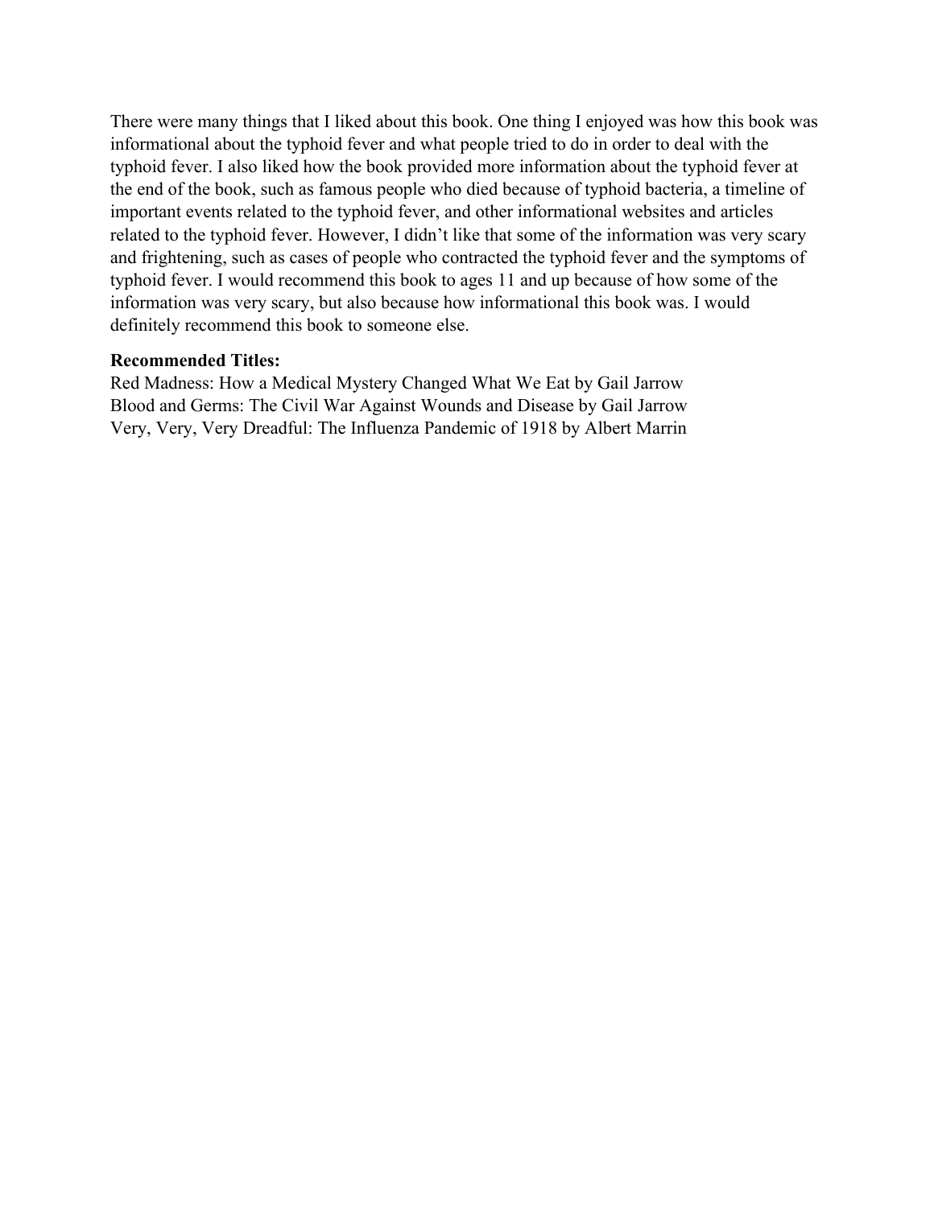There were many things that I liked about this book. One thing I enjoyed was how this book was informational about the typhoid fever and what people tried to do in order to deal with the typhoid fever. I also liked how the book provided more information about the typhoid fever at the end of the book, such as famous people who died because of typhoid bacteria, a timeline of important events related to the typhoid fever, and other informational websites and articles related to the typhoid fever. However, I didn't like that some of the information was very scary and frightening, such as cases of people who contracted the typhoid fever and the symptoms of typhoid fever. I would recommend this book to ages 11 and up because of how some of the information was very scary, but also because how informational this book was. I would definitely recommend this book to someone else.

**Recommended Titles:**

Red Madness: How a Medical Mystery Changed What We Eat by Gail Jarrow
Blood and Germs: The Civil War Against Wounds and Disease by Gail Jarrow
Very, Very, Very Dreadful: The Influenza Pandemic of 1918 by Albert Marrin